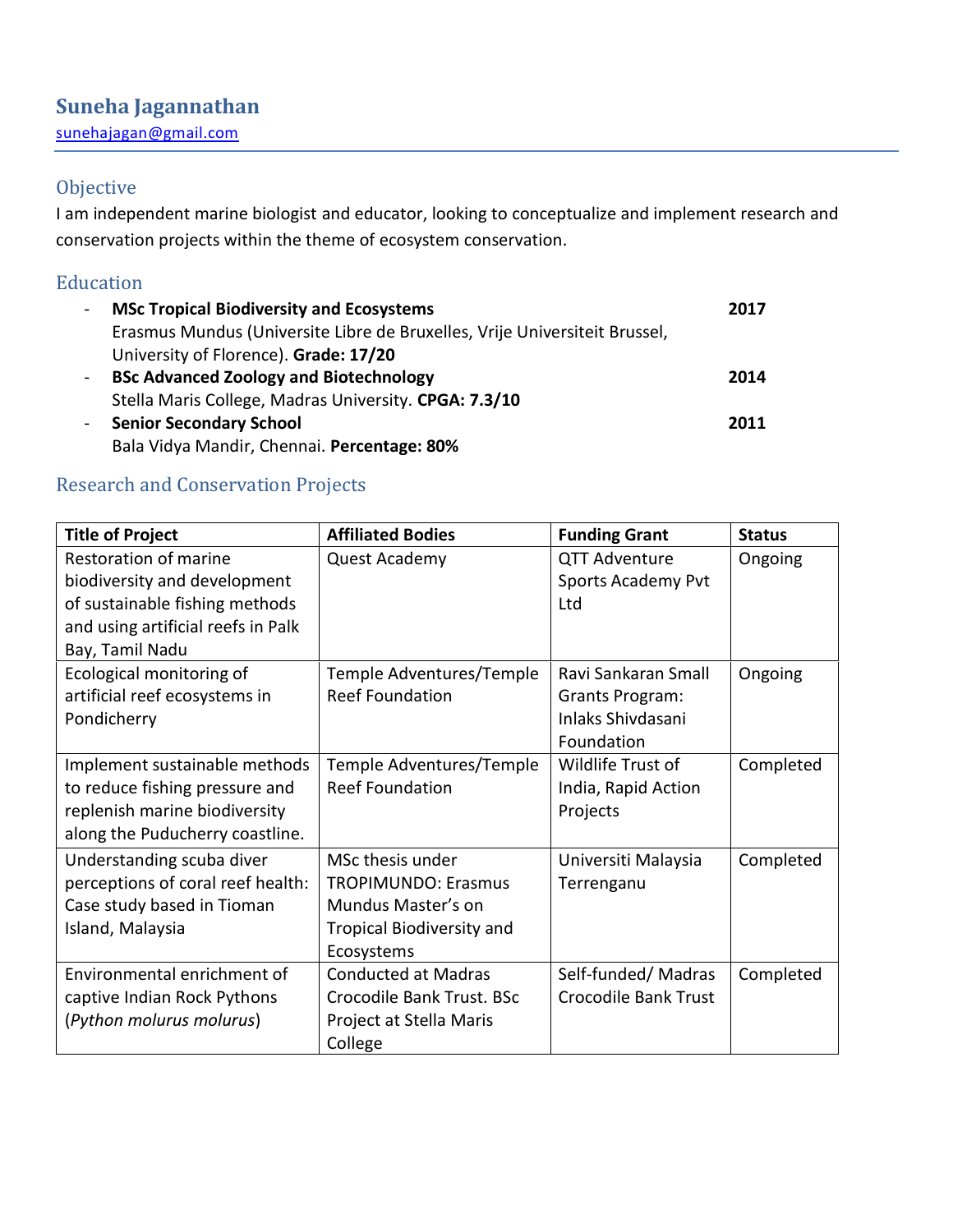# Suneha Jagannathan

sunehajagan@gmail.com

## Objective

I am independent marine biologist and educator, looking to conceptualize and implement research and conservation projects within the theme of ecosystem conservation.

## Education

- **MSc Tropical Biodiversity and Ecosystems** **2017**
  Erasmus Mundus (Universite Libre de Bruxelles, Vrije Universiteit Brussel, University of Florence). **Grade: 17/20**
- **BSc Advanced Zoology and Biotechnology** **2014**
  Stella Maris College, Madras University. **CPGA: 7.3/10**
- **Senior Secondary School** **2011**
  Bala Vidya Mandir, Chennai. **Percentage: 80%**

## Research and Conservation Projects

| Title of Project | Affiliated Bodies | Funding Grant | Status |
| --- | --- | --- | --- |
| Restoration of marine biodiversity and development of sustainable fishing methods and using artificial reefs in Palk Bay, Tamil Nadu | Quest Academy | QTT Adventure Sports Academy Pvt Ltd | Ongoing |
| Ecological monitoring of artificial reef ecosystems in Pondicherry | Temple Adventures/Temple Reef Foundation | Ravi Sankaran Small Grants Program: Inlaks Shivdasani Foundation | Ongoing |
| Implement sustainable methods to reduce fishing pressure and replenish marine biodiversity along the Puducherry coastline. | Temple Adventures/Temple Reef Foundation | Wildlife Trust of India, Rapid Action Projects | Completed |
| Understanding scuba diver perceptions of coral reef health: Case study based in Tioman Island, Malaysia | MSc thesis under TROPIMUNDO: Erasmus Mundus Master's on Tropical Biodiversity and Ecosystems | Universiti Malaysia Terrenganu | Completed |
| Environmental enrichment of captive Indian Rock Pythons (*Python molurus molurus*) | Conducted at Madras Crocodile Bank Trust. BSc Project at Stella Maris College | Self-funded/ Madras Crocodile Bank Trust | Completed |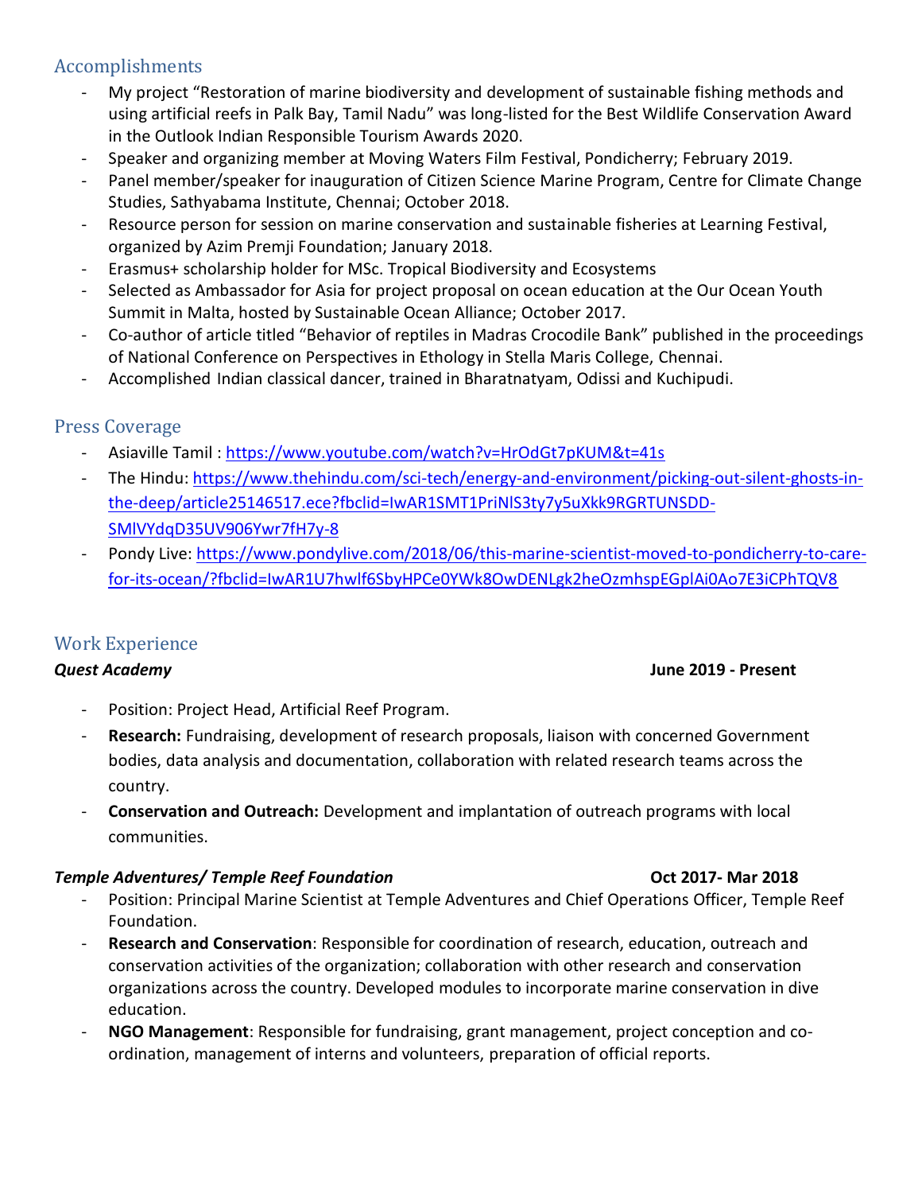## Accomplishments

- My project "Restoration of marine biodiversity and development of sustainable fishing methods and using artificial reefs in Palk Bay, Tamil Nadu" was long-listed for the Best Wildlife Conservation Award in the Outlook Indian Responsible Tourism Awards 2020.
- Speaker and organizing member at Moving Waters Film Festival, Pondicherry; February 2019.
- Panel member/speaker for inauguration of Citizen Science Marine Program, Centre for Climate Change Studies, Sathyabama Institute, Chennai; October 2018.
- Resource person for session on marine conservation and sustainable fisheries at Learning Festival, organized by Azim Premji Foundation; January 2018.
- Erasmus+ scholarship holder for MSc. Tropical Biodiversity and Ecosystems
- Selected as Ambassador for Asia for project proposal on ocean education at the Our Ocean Youth Summit in Malta, hosted by Sustainable Ocean Alliance; October 2017.
- Co-author of article titled "Behavior of reptiles in Madras Crocodile Bank" published in the proceedings of National Conference on Perspectives in Ethology in Stella Maris College, Chennai.
- Accomplished Indian classical dancer, trained in Bharatnatyam, Odissi and Kuchipudi.

## Press Coverage

- Asiaville Tamil : https://www.youtube.com/watch?v=HrOdGt7pKUM&t=41s
- The Hindu: https://www.thehindu.com/sci-tech/energy-and-environment/picking-out-silent-ghosts-in-the-deep/article25146517.ece?fbclid=IwAR1SMT1PriNlS3ty7y5uXkk9RGRTUNSDD-SMlVYdqD35UV906Ywr7fH7y-8
- Pondy Live: https://www.pondylive.com/2018/06/this-marine-scientist-moved-to-pondicherry-to-care-for-its-ocean/?fbclid=IwAR1U7hwlf6SbyHPCe0YWk8OwDENLgk2heOzmhspEGplAi0Ao7E3iCPhTQV8

## Work Experience

***Quest Academy*** **June 2019 - Present**

- Position: Project Head, Artificial Reef Program.
- **Research:** Fundraising, development of research proposals, liaison with concerned Government bodies, data analysis and documentation, collaboration with related research teams across the country.
- **Conservation and Outreach:** Development and implantation of outreach programs with local communities.

***Temple Adventures/ Temple Reef Foundation*** **Oct 2017- Mar 2018**

- Position: Principal Marine Scientist at Temple Adventures and Chief Operations Officer, Temple Reef Foundation.
- **Research and Conservation**: Responsible for coordination of research, education, outreach and conservation activities of the organization; collaboration with other research and conservation organizations across the country. Developed modules to incorporate marine conservation in dive education.
- **NGO Management**: Responsible for fundraising, grant management, project conception and co-ordination, management of interns and volunteers, preparation of official reports.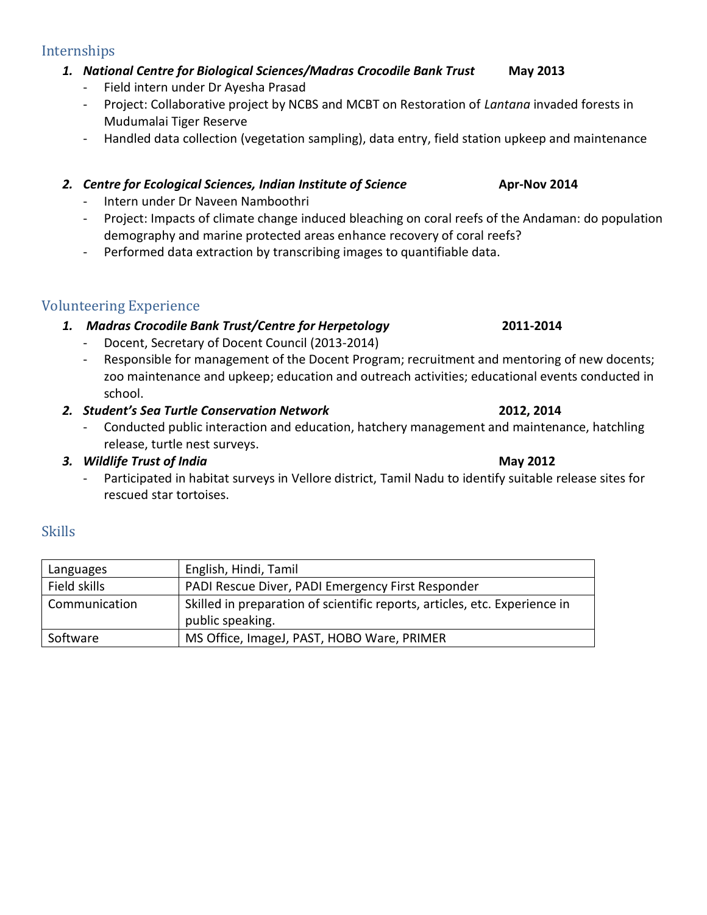## Internships

1. ***National Centre for Biological Sciences/Madras Crocodile Bank Trust*** **May 2013**
   - Field intern under Dr Ayesha Prasad
   - Project: Collaborative project by NCBS and MCBT on Restoration of *Lantana* invaded forests in Mudumalai Tiger Reserve
   - Handled data collection (vegetation sampling), data entry, field station upkeep and maintenance

2. ***Centre for Ecological Sciences, Indian Institute of Science*** **Apr-Nov 2014**
   - Intern under Dr Naveen Namboothri
   - Project: Impacts of climate change induced bleaching on coral reefs of the Andaman: do population demography and marine protected areas enhance recovery of coral reefs?
   - Performed data extraction by transcribing images to quantifiable data.

## Volunteering Experience

1. ***Madras Crocodile Bank Trust/Centre for Herpetology*** **2011-2014**
   - Docent, Secretary of Docent Council (2013-2014)
   - Responsible for management of the Docent Program; recruitment and mentoring of new docents; zoo maintenance and upkeep; education and outreach activities; educational events conducted in school.
2. ***Student's Sea Turtle Conservation Network*** **2012, 2014**
   - Conducted public interaction and education, hatchery management and maintenance, hatchling release, turtle nest surveys.
3. ***Wildlife Trust of India*** **May 2012**
   - Participated in habitat surveys in Vellore district, Tamil Nadu to identify suitable release sites for rescued star tortoises.

## Skills

| | |
|---|---|
| Languages | English, Hindi, Tamil |
| Field skills | PADI Rescue Diver, PADI Emergency First Responder |
| Communication | Skilled in preparation of scientific reports, articles, etc. Experience in public speaking. |
| Software | MS Office, ImageJ, PAST, HOBO Ware, PRIMER |